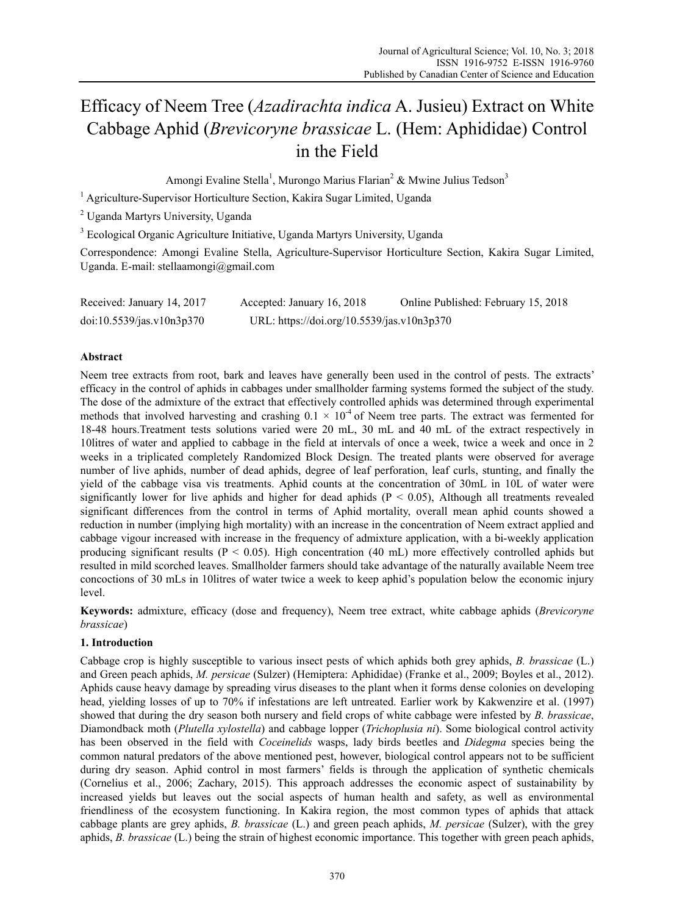# Efficacy of Neem Tree (*Azadirachta indica* A. Jusieu) Extract on White Cabbage Aphid (*Brevicoryne brassicae* L. (Hem: Aphididae) Control in the Field

Amongi Evaline Stella[1], Murongo Marius Flarian[2] & Mwine Julius Tedson[3]

[1] Agriculture-Supervisor Horticulture Section, Kakira Sugar Limited, Uganda

[2] Uganda Martyrs University, Uganda

[3] Ecological Organic Agriculture Initiative, Uganda Martyrs University, Uganda

Correspondence: Amongi Evaline Stella, Agriculture-Supervisor Horticulture Section, Kakira Sugar Limited, Uganda. E-mail: stellaamongi@gmail.com

Received: January 14, 2017 Accepted: January 16, 2018 Online Published: February 15, 2018

doi:10.5539/jas.v10n3p370 URL: https://doi.org/10.5539/jas.v10n3p370

## Abstract

Neem tree extracts from root, bark and leaves have generally been used in the control of pests. The extracts' efficacy in the control of aphids in cabbages under smallholder farming systems formed the subject of the study. The dose of the admixture of the extract that effectively controlled aphids was determined through experimental methods that involved harvesting and crashing $0.1 \times 10^{-4}$ of Neem tree parts. The extract was fermented for 18-48 hours.Treatment tests solutions varied were 20 mL, 30 mL and 40 mL of the extract respectively in 10litres of water and applied to cabbage in the field at intervals of once a week, twice a week and once in 2 weeks in a triplicated completely Randomized Block Design. The treated plants were observed for average number of live aphids, number of dead aphids, degree of leaf perforation, leaf curls, stunting, and finally the yield of the cabbage visa vis treatments. Aphid counts at the concentration of 30mL in 10L of water were significantly lower for live aphids and higher for dead aphids ($P < 0.05$), Although all treatments revealed significant differences from the control in terms of Aphid mortality, overall mean aphid counts showed a reduction in number (implying high mortality) with an increase in the concentration of Neem extract applied and cabbage vigour increased with increase in the frequency of admixture application, with a bi-weekly application producing significant results ($P < 0.05$). High concentration (40 mL) more effectively controlled aphids but resulted in mild scorched leaves. Smallholder farmers should take advantage of the naturally available Neem tree concoctions of 30 mLs in 10litres of water twice a week to keep aphid's population below the economic injury level.

**Keywords:** admixture, efficacy (dose and frequency), Neem tree extract, white cabbage aphids (*Brevicoryne brassicae*)

## 1. Introduction

Cabbage crop is highly susceptible to various insect pests of which aphids both grey aphids, *B. brassicae* (L.) and Green peach aphids, *M. persicae* (Sulzer) (Hemiptera: Aphididae) (Franke et al., 2009; Boyles et al., 2012). Aphids cause heavy damage by spreading virus diseases to the plant when it forms dense colonies on developing head, yielding losses of up to 70% if infestations are left untreated. Earlier work by Kakwenzire et al. (1997) showed that during the dry season both nursery and field crops of white cabbage were infested by *B. brassicae*, Diamondback moth (*Plutella xylostella*) and cabbage lopper (*Trichoplusia ni*). Some biological control activity has been observed in the field with *Coceinelids* wasps, lady birds beetles and *Didegma* species being the common natural predators of the above mentioned pest, however, biological control appears not to be sufficient during dry season. Aphid control in most farmers' fields is through the application of synthetic chemicals (Cornelius et al., 2006; Zachary, 2015). This approach addresses the economic aspect of sustainability by increased yields but leaves out the social aspects of human health and safety, as well as environmental friendliness of the ecosystem functioning. In Kakira region, the most common types of aphids that attack cabbage plants are grey aphids, *B. brassicae* (L.) and green peach aphids, *M. persicae* (Sulzer), with the grey aphids, *B. brassicae* (L.) being the strain of highest economic importance. This together with green peach aphids,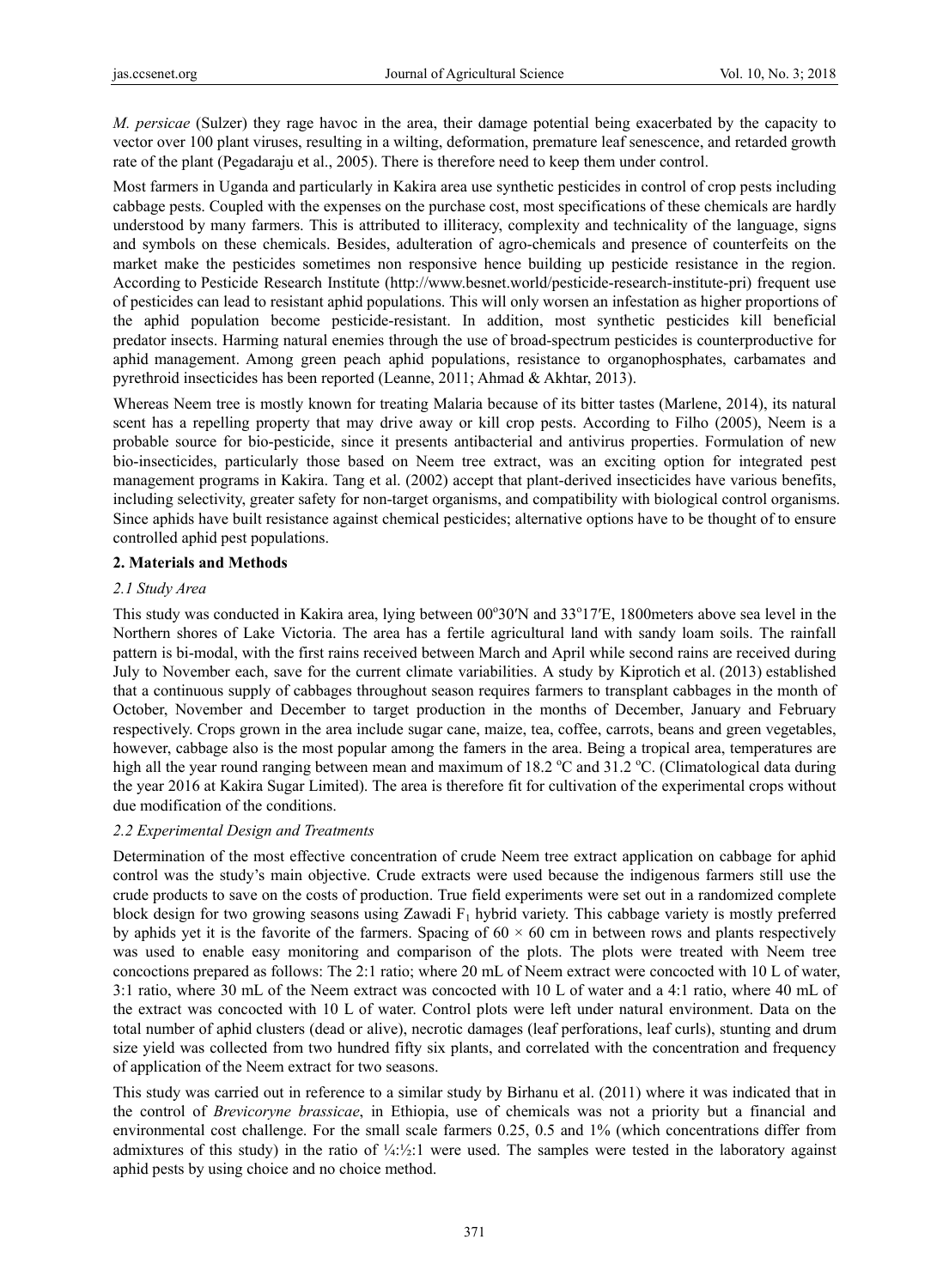*M. persicae* (Sulzer) they rage havoc in the area, their damage potential being exacerbated by the capacity to vector over 100 plant viruses, resulting in a wilting, deformation, premature leaf senescence, and retarded growth rate of the plant (Pegadaraju et al., 2005). There is therefore need to keep them under control.

Most farmers in Uganda and particularly in Kakira area use synthetic pesticides in control of crop pests including cabbage pests. Coupled with the expenses on the purchase cost, most specifications of these chemicals are hardly understood by many farmers. This is attributed to illiteracy, complexity and technicality of the language, signs and symbols on these chemicals. Besides, adulteration of agro-chemicals and presence of counterfeits on the market make the pesticides sometimes non responsive hence building up pesticide resistance in the region. According to Pesticide Research Institute (http://www.besnet.world/pesticide-research-institute-pri) frequent use of pesticides can lead to resistant aphid populations. This will only worsen an infestation as higher proportions of the aphid population become pesticide-resistant. In addition, most synthetic pesticides kill beneficial predator insects. Harming natural enemies through the use of broad-spectrum pesticides is counterproductive for aphid management. Among green peach aphid populations, resistance to organophosphates, carbamates and pyrethroid insecticides has been reported (Leanne, 2011; Ahmad & Akhtar, 2013).

Whereas Neem tree is mostly known for treating Malaria because of its bitter tastes (Marlene, 2014), its natural scent has a repelling property that may drive away or kill crop pests. According to Filho (2005), Neem is a probable source for bio-pesticide, since it presents antibacterial and antivirus properties. Formulation of new bio-insecticides, particularly those based on Neem tree extract, was an exciting option for integrated pest management programs in Kakira. Tang et al. (2002) accept that plant-derived insecticides have various benefits, including selectivity, greater safety for non-target organisms, and compatibility with biological control organisms. Since aphids have built resistance against chemical pesticides; alternative options have to be thought of to ensure controlled aphid pest populations.

## 2. Materials and Methods

### 2.1 Study Area

This study was conducted in Kakira area, lying between 00°30′N and 33°17′E, 1800meters above sea level in the Northern shores of Lake Victoria. The area has a fertile agricultural land with sandy loam soils. The rainfall pattern is bi-modal, with the first rains received between March and April while second rains are received during July to November each, save for the current climate variabilities. A study by Kiprotich et al. (2013) established that a continuous supply of cabbages throughout season requires farmers to transplant cabbages in the month of October, November and December to target production in the months of December, January and February respectively. Crops grown in the area include sugar cane, maize, tea, coffee, carrots, beans and green vegetables, however, cabbage also is the most popular among the famers in the area. Being a tropical area, temperatures are high all the year round ranging between mean and maximum of 18.2 °C and 31.2 °C. (Climatological data during the year 2016 at Kakira Sugar Limited). The area is therefore fit for cultivation of the experimental crops without due modification of the conditions.

### 2.2 Experimental Design and Treatments

Determination of the most effective concentration of crude Neem tree extract application on cabbage for aphid control was the study's main objective. Crude extracts were used because the indigenous farmers still use the crude products to save on the costs of production. True field experiments were set out in a randomized complete block design for two growing seasons using Zawadi $F_1$ hybrid variety. This cabbage variety is mostly preferred by aphids yet it is the favorite of the farmers. Spacing of $60 \times 60$ cm in between rows and plants respectively was used to enable easy monitoring and comparison of the plots. The plots were treated with Neem tree concoctions prepared as follows: The 2:1 ratio; where 20 mL of Neem extract were concocted with 10 L of water, 3:1 ratio, where 30 mL of the Neem extract was concocted with 10 L of water and a 4:1 ratio, where 40 mL of the extract was concocted with 10 L of water. Control plots were left under natural environment. Data on the total number of aphid clusters (dead or alive), necrotic damages (leaf perforations, leaf curls), stunting and drum size yield was collected from two hundred fifty six plants, and correlated with the concentration and frequency of application of the Neem extract for two seasons.

This study was carried out in reference to a similar study by Birhanu et al. (2011) where it was indicated that in the control of *Brevicoryne brassicae*, in Ethiopia, use of chemicals was not a priority but a financial and environmental cost challenge. For the small scale farmers 0.25, 0.5 and 1% (which concentrations differ from admixtures of this study) in the ratio of ¼:½:1 were used. The samples were tested in the laboratory against aphid pests by using choice and no choice method.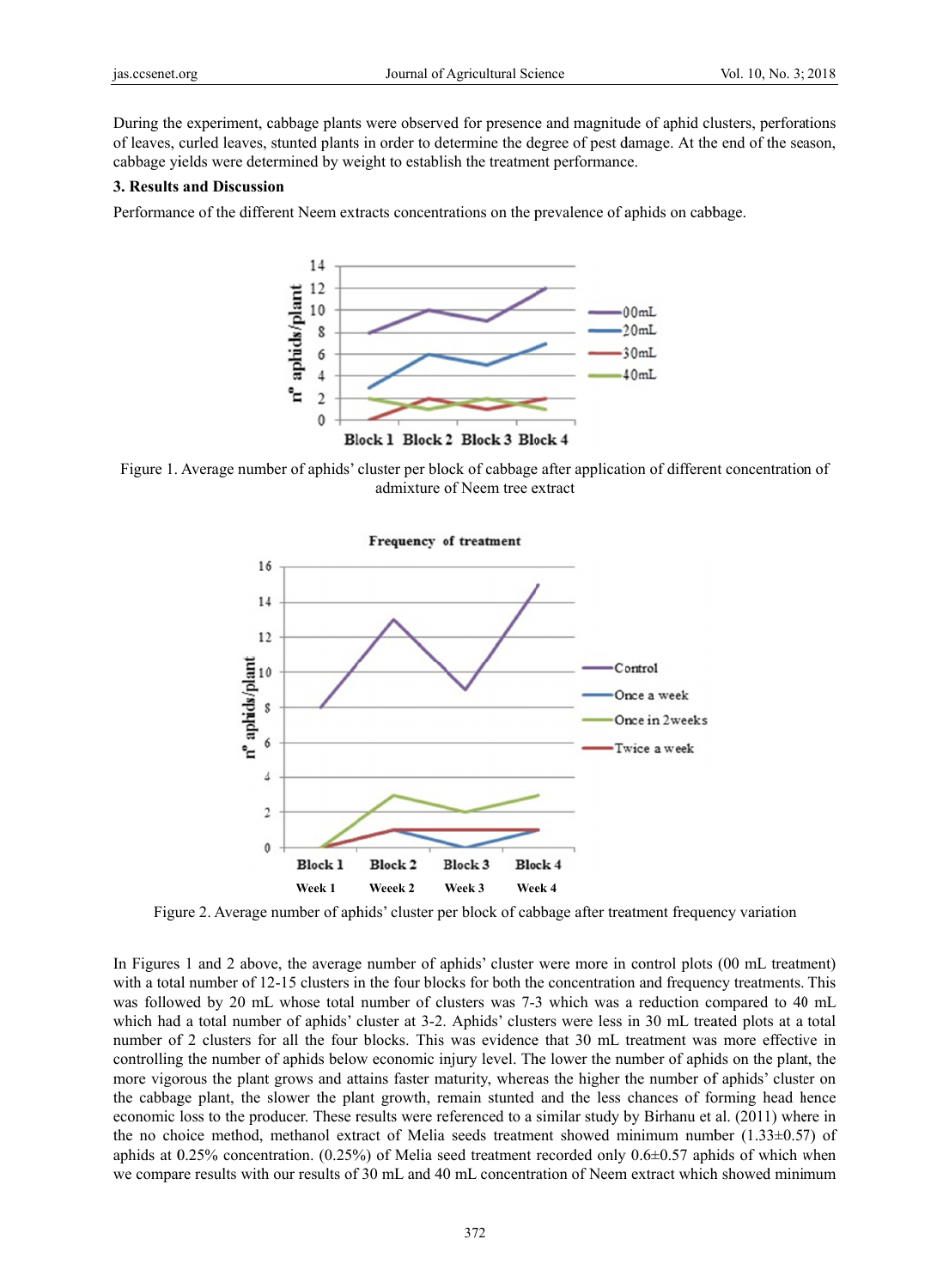During the experiment, cabbage plants were observed for presence and magnitude of aphid clusters, perforations of leaves, curled leaves, stunted plants in order to determine the degree of pest damage. At the end of the season, cabbage yields were determined by weight to establish the treatment performance.

## 3. Results and Discussion

Performance of the different Neem extracts concentrations on the prevalence of aphids on cabbage.

Figure 1. Average number of aphids' cluster per block of cabbage after application of different concentration of admixture of Neem tree extract

Figure 2. Average number of aphids' cluster per block of cabbage after treatment frequency variation

In Figures 1 and 2 above, the average number of aphids' cluster were more in control plots (00 mL treatment) with a total number of 12-15 clusters in the four blocks for both the concentration and frequency treatments. This was followed by 20 mL whose total number of clusters was 7-3 which was a reduction compared to 40 mL which had a total number of aphids' cluster at 3-2. Aphids' clusters were less in 30 mL treated plots at a total number of 2 clusters for all the four blocks. This was evidence that 30 mL treatment was more effective in controlling the number of aphids below economic injury level. The lower the number of aphids on the plant, the more vigorous the plant grows and attains faster maturity, whereas the higher the number of aphids' cluster on the cabbage plant, the slower the plant growth, remain stunted and the less chances of forming head hence economic loss to the producer. These results were referenced to a similar study by Birhanu et al. (2011) where in the no choice method, methanol extract of Melia seeds treatment showed minimum number (1.33±0.57) of aphids at 0.25% concentration. (0.25%) of Melia seed treatment recorded only 0.6±0.57 aphids of which when we compare results with our results of 30 mL and 40 mL concentration of Neem extract which showed minimum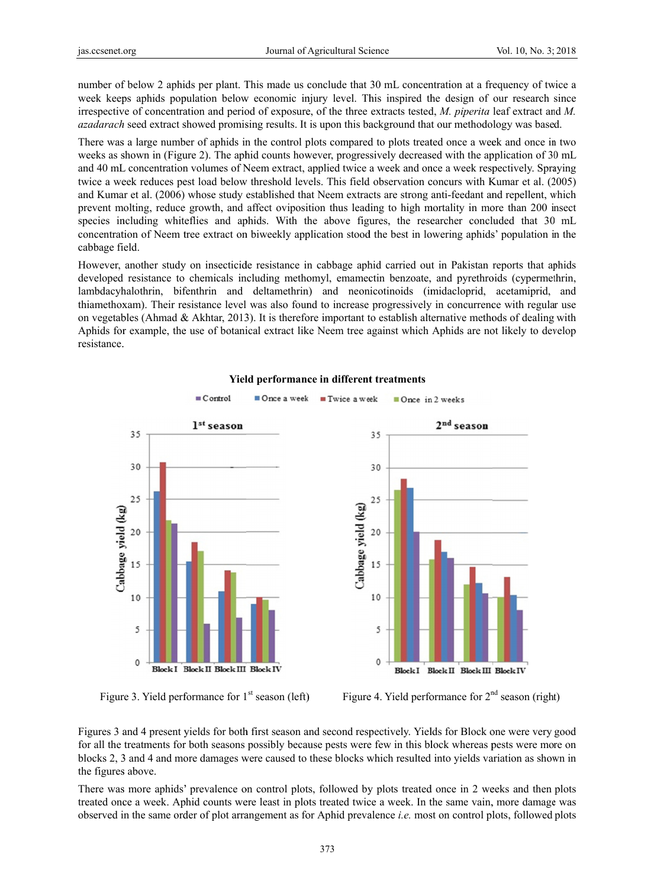number of below 2 aphids per plant. This made us conclude that 30 mL concentration at a frequency of twice a week keeps aphids population below economic injury level. This inspired the design of our research since irrespective of concentration and period of exposure, of the three extracts tested, *M. piperita* leaf extract and *M. azadarach* seed extract showed promising results. It is upon this background that our methodology was based.

There was a large number of aphids in the control plots compared to plots treated once a week and once in two weeks as shown in (Figure 2). The aphid counts however, progressively decreased with the application of 30 mL and 40 mL concentration volumes of Neem extract, applied twice a week and once a week respectively. Spraying twice a week reduces pest load below threshold levels. This field observation concurs with Kumar et al. (2005) and Kumar et al. (2006) whose study established that Neem extracts are strong anti-feedant and repellent, which prevent molting, reduce growth, and affect oviposition thus leading to high mortality in more than 200 insect species including whiteflies and aphids. With the above figures, the researcher concluded that 30 mL concentration of Neem tree extract on biweekly application stood the best in lowering aphids' population in the cabbage field.

However, another study on insecticide resistance in cabbage aphid carried out in Pakistan reports that aphids developed resistance to chemicals including methomyl, emamectin benzoate, and pyrethroids (cypermethrin, lambdacyhalothrin, bifenthrin and deltamethrin) and neonicotinoids (imidacloprid, acetamiprid, and thiamethoxam). Their resistance level was also found to increase progressively in concurrence with regular use on vegetables (Ahmad & Akhtar, 2013). It is therefore important to establish alternative methods of dealing with Aphids for example, the use of botanical extract like Neem tree against which Aphids are not likely to develop resistance.

Figure 3. Yield performance for 1st season (left)

Figure 4. Yield performance for 2nd season (right)

Figures 3 and 4 present yields for both first season and second respectively. Yields for Block one were very good for all the treatments for both seasons possibly because pests were few in this block whereas pests were more on blocks 2, 3 and 4 and more damages were caused to these blocks which resulted into yields variation as shown in the figures above.

There was more aphids' prevalence on control plots, followed by plots treated once in 2 weeks and then plots treated once a week. Aphid counts were least in plots treated twice a week. In the same vain, more damage was observed in the same order of plot arrangement as for Aphid prevalence *i.e.* most on control plots, followed plots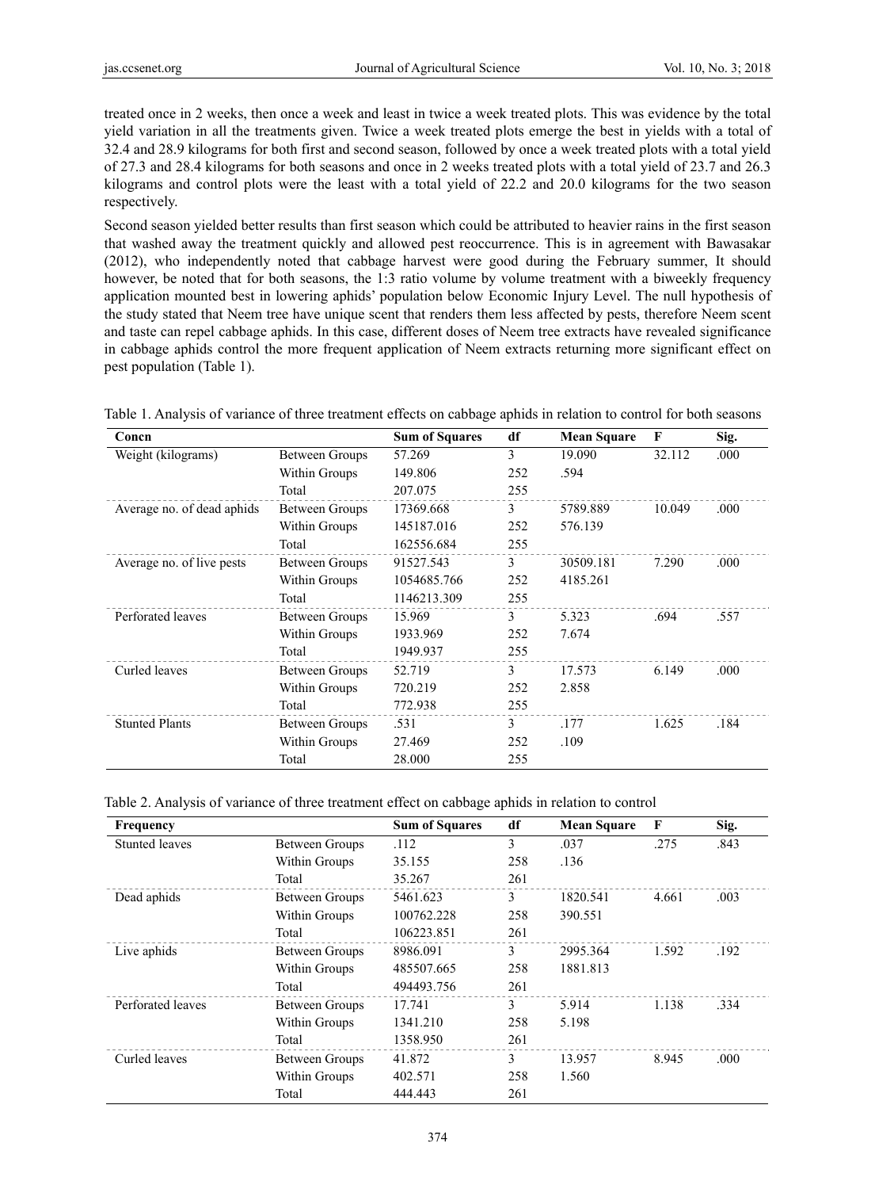treated once in 2 weeks, then once a week and least in twice a week treated plots. This was evidence by the total yield variation in all the treatments given. Twice a week treated plots emerge the best in yields with a total of 32.4 and 28.9 kilograms for both first and second season, followed by once a week treated plots with a total yield of 27.3 and 28.4 kilograms for both seasons and once in 2 weeks treated plots with a total yield of 23.7 and 26.3 kilograms and control plots were the least with a total yield of 22.2 and 20.0 kilograms for the two season respectively.

Second season yielded better results than first season which could be attributed to heavier rains in the first season that washed away the treatment quickly and allowed pest reoccurrence. This is in agreement with Bawasakar (2012), who independently noted that cabbage harvest were good during the February summer, It should however, be noted that for both seasons, the 1:3 ratio volume by volume treatment with a biweekly frequency application mounted best in lowering aphids' population below Economic Injury Level. The null hypothesis of the study stated that Neem tree have unique scent that renders them less affected by pests, therefore Neem scent and taste can repel cabbage aphids. In this case, different doses of Neem tree extracts have revealed significance in cabbage aphids control the more frequent application of Neem extracts returning more significant effect on pest population (Table 1).

Table 1. Analysis of variance of three treatment effects on cabbage aphids in relation to control for both seasons

| Concn | | Sum of Squares | df | Mean Square | F | Sig. |
|---|---|---|---|---|---|---|
| Weight (kilograms) | Between Groups | 57.269 | 3 | 19.090 | 32.112 | .000 |
| | Within Groups | 149.806 | 252 | .594 | | |
| | Total | 207.075 | 255 | | | |
| Average no. of dead aphids | Between Groups | 17369.668 | 3 | 5789.889 | 10.049 | .000 |
| | Within Groups | 145187.016 | 252 | 576.139 | | |
| | Total | 162556.684 | 255 | | | |
| Average no. of live pests | Between Groups | 91527.543 | 3 | 30509.181 | 7.290 | .000 |
| | Within Groups | 1054685.766 | 252 | 4185.261 | | |
| | Total | 1146213.309 | 255 | | | |
| Perforated leaves | Between Groups | 15.969 | 3 | 5.323 | .694 | .557 |
| | Within Groups | 1933.969 | 252 | 7.674 | | |
| | Total | 1949.937 | 255 | | | |
| Curled leaves | Between Groups | 52.719 | 3 | 17.573 | 6.149 | .000 |
| | Within Groups | 720.219 | 252 | 2.858 | | |
| | Total | 772.938 | 255 | | | |
| Stunted Plants | Between Groups | .531 | 3 | .177 | 1.625 | .184 |
| | Within Groups | 27.469 | 252 | .109 | | |
| | Total | 28.000 | 255 | | | |

Table 2. Analysis of variance of three treatment effect on cabbage aphids in relation to control

| Frequency | | Sum of Squares | df | Mean Square | F | Sig. |
|---|---|---|---|---|---|---|
| Stunted leaves | Between Groups | .112 | 3 | .037 | .275 | .843 |
| | Within Groups | 35.155 | 258 | .136 | | |
| | Total | 35.267 | 261 | | | |
| Dead aphids | Between Groups | 5461.623 | 3 | 1820.541 | 4.661 | .003 |
| | Within Groups | 100762.228 | 258 | 390.551 | | |
| | Total | 106223.851 | 261 | | | |
| Live aphids | Between Groups | 8986.091 | 3 | 2995.364 | 1.592 | .192 |
| | Within Groups | 485507.665 | 258 | 1881.813 | | |
| | Total | 494493.756 | 261 | | | |
| Perforated leaves | Between Groups | 17.741 | 3 | 5.914 | 1.138 | .334 |
| | Within Groups | 1341.210 | 258 | 5.198 | | |
| | Total | 1358.950 | 261 | | | |
| Curled leaves | Between Groups | 41.872 | 3 | 13.957 | 8.945 | .000 |
| | Within Groups | 402.571 | 258 | 1.560 | | |
| | Total | 444.443 | 261 | | | |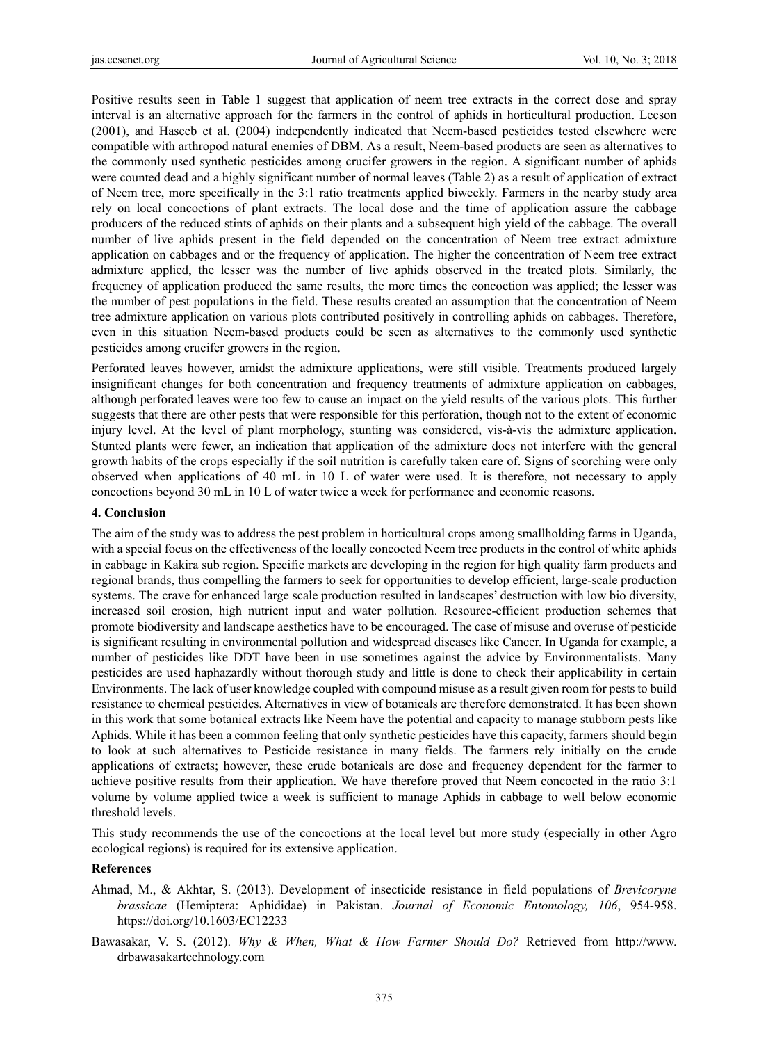Positive results seen in Table 1 suggest that application of neem tree extracts in the correct dose and spray interval is an alternative approach for the farmers in the control of aphids in horticultural production. Leeson (2001), and Haseeb et al. (2004) independently indicated that Neem-based pesticides tested elsewhere were compatible with arthropod natural enemies of DBM. As a result, Neem-based products are seen as alternatives to the commonly used synthetic pesticides among crucifer growers in the region. A significant number of aphids were counted dead and a highly significant number of normal leaves (Table 2) as a result of application of extract of Neem tree, more specifically in the 3:1 ratio treatments applied biweekly. Farmers in the nearby study area rely on local concoctions of plant extracts. The local dose and the time of application assure the cabbage producers of the reduced stints of aphids on their plants and a subsequent high yield of the cabbage. The overall number of live aphids present in the field depended on the concentration of Neem tree extract admixture application on cabbages and or the frequency of application. The higher the concentration of Neem tree extract admixture applied, the lesser was the number of live aphids observed in the treated plots. Similarly, the frequency of application produced the same results, the more times the concoction was applied; the lesser was the number of pest populations in the field. These results created an assumption that the concentration of Neem tree admixture application on various plots contributed positively in controlling aphids on cabbages. Therefore, even in this situation Neem-based products could be seen as alternatives to the commonly used synthetic pesticides among crucifer growers in the region.

Perforated leaves however, amidst the admixture applications, were still visible. Treatments produced largely insignificant changes for both concentration and frequency treatments of admixture application on cabbages, although perforated leaves were too few to cause an impact on the yield results of the various plots. This further suggests that there are other pests that were responsible for this perforation, though not to the extent of economic injury level. At the level of plant morphology, stunting was considered, vis-à-vis the admixture application. Stunted plants were fewer, an indication that application of the admixture does not interfere with the general growth habits of the crops especially if the soil nutrition is carefully taken care of. Signs of scorching were only observed when applications of 40 mL in 10 L of water were used. It is therefore, not necessary to apply concoctions beyond 30 mL in 10 L of water twice a week for performance and economic reasons.

## 4. Conclusion

The aim of the study was to address the pest problem in horticultural crops among smallholding farms in Uganda, with a special focus on the effectiveness of the locally concocted Neem tree products in the control of white aphids in cabbage in Kakira sub region. Specific markets are developing in the region for high quality farm products and regional brands, thus compelling the farmers to seek for opportunities to develop efficient, large-scale production systems. The crave for enhanced large scale production resulted in landscapes' destruction with low bio diversity, increased soil erosion, high nutrient input and water pollution. Resource-efficient production schemes that promote biodiversity and landscape aesthetics have to be encouraged. The case of misuse and overuse of pesticide is significant resulting in environmental pollution and widespread diseases like Cancer. In Uganda for example, a number of pesticides like DDT have been in use sometimes against the advice by Environmentalists. Many pesticides are used haphazardly without thorough study and little is done to check their applicability in certain Environments. The lack of user knowledge coupled with compound misuse as a result given room for pests to build resistance to chemical pesticides. Alternatives in view of botanicals are therefore demonstrated. It has been shown in this work that some botanical extracts like Neem have the potential and capacity to manage stubborn pests like Aphids. While it has been a common feeling that only synthetic pesticides have this capacity, farmers should begin to look at such alternatives to Pesticide resistance in many fields. The farmers rely initially on the crude applications of extracts; however, these crude botanicals are dose and frequency dependent for the farmer to achieve positive results from their application. We have therefore proved that Neem concocted in the ratio 3:1 volume by volume applied twice a week is sufficient to manage Aphids in cabbage to well below economic threshold levels.

This study recommends the use of the concoctions at the local level but more study (especially in other Agro ecological regions) is required for its extensive application.

## References

Ahmad, M., & Akhtar, S. (2013). Development of insecticide resistance in field populations of *Brevicoryne brassicae* (Hemiptera: Aphididae) in Pakistan. *Journal of Economic Entomology, 106*, 954-958. https://doi.org/10.1603/EC12233

Bawasakar, V. S. (2012). *Why & When, What & How Farmer Should Do?* Retrieved from http://www.drbawasakartechnology.com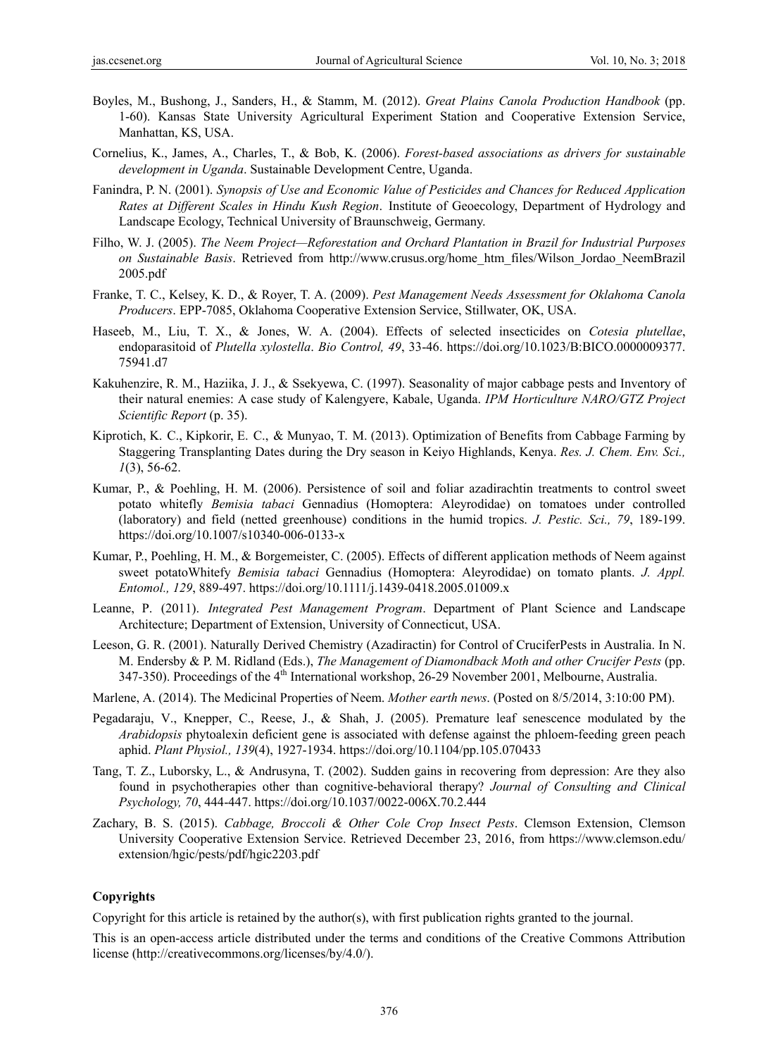Boyles, M., Bushong, J., Sanders, H., & Stamm, M. (2012). *Great Plains Canola Production Handbook* (pp. 1-60). Kansas State University Agricultural Experiment Station and Cooperative Extension Service, Manhattan, KS, USA.

Cornelius, K., James, A., Charles, T., & Bob, K. (2006). *Forest-based associations as drivers for sustainable development in Uganda*. Sustainable Development Centre, Uganda.

Fanindra, P. N. (2001). *Synopsis of Use and Economic Value of Pesticides and Chances for Reduced Application Rates at Different Scales in Hindu Kush Region*. Institute of Geoecology, Department of Hydrology and Landscape Ecology, Technical University of Braunschweig, Germany.

Filho, W. J. (2005). *The Neem Project—Reforestation and Orchard Plantation in Brazil for Industrial Purposes on Sustainable Basis*. Retrieved from http://www.crusus.org/home_htm_files/Wilson_Jordao_NeemBrazil 2005.pdf

Franke, T. C., Kelsey, K. D., & Royer, T. A. (2009). *Pest Management Needs Assessment for Oklahoma Canola Producers*. EPP-7085, Oklahoma Cooperative Extension Service, Stillwater, OK, USA.

Haseeb, M., Liu, T. X., & Jones, W. A. (2004). Effects of selected insecticides on *Cotesia plutellae*, endoparasitoid of *Plutella xylostella*. *Bio Control, 49*, 33-46. https://doi.org/10.1023/B:BICO.0000009377.75941.d7

Kakuhenzire, R. M., Haziika, J. J., & Ssekyewa, C. (1997). Seasonality of major cabbage pests and Inventory of their natural enemies: A case study of Kalengyere, Kabale, Uganda. *IPM Horticulture NARO/GTZ Project Scientific Report* (p. 35).

Kiprotich, K. C., Kipkorir, E. C., & Munyao, T. M. (2013). Optimization of Benefits from Cabbage Farming by Staggering Transplanting Dates during the Dry season in Keiyo Highlands, Kenya. *Res. J. Chem. Env. Sci., 1*(3), 56-62.

Kumar, P., & Poehling, H. M. (2006). Persistence of soil and foliar azadirachtin treatments to control sweet potato whitefly *Bemisia tabaci* Gennadius (Homoptera: Aleyrodidae) on tomatoes under controlled (laboratory) and field (netted greenhouse) conditions in the humid tropics. *J. Pestic. Sci., 79*, 189-199. https://doi.org/10.1007/s10340-006-0133-x

Kumar, P., Poehling, H. M., & Borgemeister, C. (2005). Effects of different application methods of Neem against sweet potatoWhitefy *Bemisia tabaci* Gennadius (Homoptera: Aleyrodidae) on tomato plants. *J. Appl. Entomol., 129*, 889-497. https://doi.org/10.1111/j.1439-0418.2005.01009.x

Leanne, P. (2011). *Integrated Pest Management Program*. Department of Plant Science and Landscape Architecture; Department of Extension, University of Connecticut, USA.

Leeson, G. R. (2001). Naturally Derived Chemistry (Azadiractin) for Control of CruciferPests in Australia. In N. M. Endersby & P. M. Ridland (Eds.), *The Management of Diamondback Moth and other Crucifer Pests* (pp. 347-350). Proceedings of the 4th International workshop, 26-29 November 2001, Melbourne, Australia.

Marlene, A. (2014). The Medicinal Properties of Neem. *Mother earth news*. (Posted on 8/5/2014, 3:10:00 PM).

Pegadaraju, V., Knepper, C., Reese, J., & Shah, J. (2005). Premature leaf senescence modulated by the *Arabidopsis* phytoalexin deficient gene is associated with defense against the phloem-feeding green peach aphid. *Plant Physiol., 139*(4), 1927-1934. https://doi.org/10.1104/pp.105.070433

Tang, T. Z., Luborsky, L., & Andrusyna, T. (2002). Sudden gains in recovering from depression: Are they also found in psychotherapies other than cognitive-behavioral therapy? *Journal of Consulting and Clinical Psychology, 70*, 444-447. https://doi.org/10.1037/0022-006X.70.2.444

Zachary, B. S. (2015). *Cabbage, Broccoli & Other Cole Crop Insect Pests*. Clemson Extension, Clemson University Cooperative Extension Service. Retrieved December 23, 2016, from https://www.clemson.edu/extension/hgic/pests/pdf/hgic2203.pdf

**Copyrights**

Copyright for this article is retained by the author(s), with first publication rights granted to the journal.

This is an open-access article distributed under the terms and conditions of the Creative Commons Attribution license (http://creativecommons.org/licenses/by/4.0/).